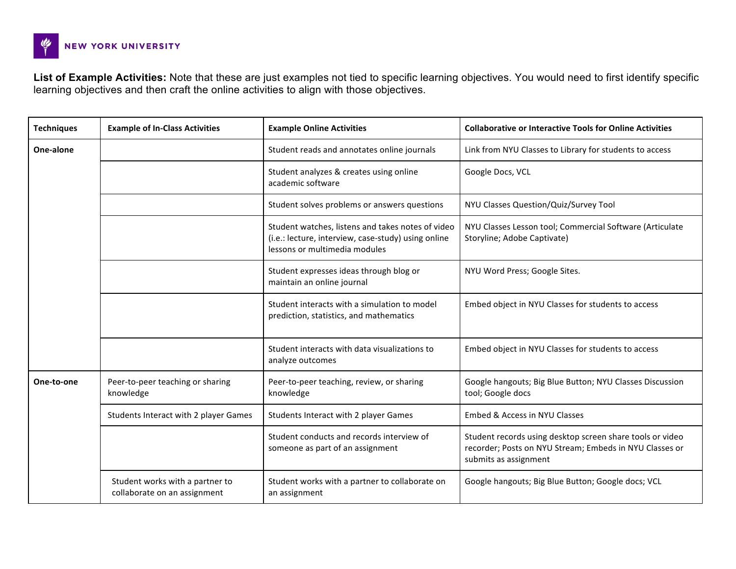NEW YORK UNIVERSITY

**List of Example Activities:** Note that these are just examples not tied to specific learning objectives. You would need to first identify specific learning objectives and then craft the online activities to align with those objectives.

| Techniques | Example of In-Class Activities | Example Online Activities | Collaborative or Interactive Tools for Online Activities |
|---|---|---|---|
| **One-alone** | | Student reads and annotates online journals | Link from NYU Classes to Library for students to access |
| | | Student analyzes & creates using online academic software | Google Docs, VCL |
| | | Student solves problems or answers questions | NYU Classes Question/Quiz/Survey Tool |
| | | Student watches, listens and takes notes of video (i.e.: lecture, interview, case-study) using online lessons or multimedia modules | NYU Classes Lesson tool; Commercial Software (Articulate Storyline; Adobe Captivate) |
| | | Student expresses ideas through blog or maintain an online journal | NYU Word Press; Google Sites. |
| | | Student interacts with a simulation to model prediction, statistics, and mathematics | Embed object in NYU Classes for students to access |
| | | Student interacts with data visualizations to analyze outcomes | Embed object in NYU Classes for students to access |
| **One-to-one** | Peer-to-peer teaching or sharing knowledge | Peer-to-peer teaching, review, or sharing knowledge | Google hangouts; Big Blue Button; NYU Classes Discussion tool; Google docs |
| | Students Interact with 2 player Games | Students Interact with 2 player Games | Embed & Access in NYU Classes |
| | | Student conducts and records interview of someone as part of an assignment | Student records using desktop screen share tools or video recorder; Posts on NYU Stream; Embeds in NYU Classes or submits as assignment |
| | Student works with a partner to collaborate on an assignment | Student works with a partner to collaborate on an assignment | Google hangouts; Big Blue Button; Google docs; VCL |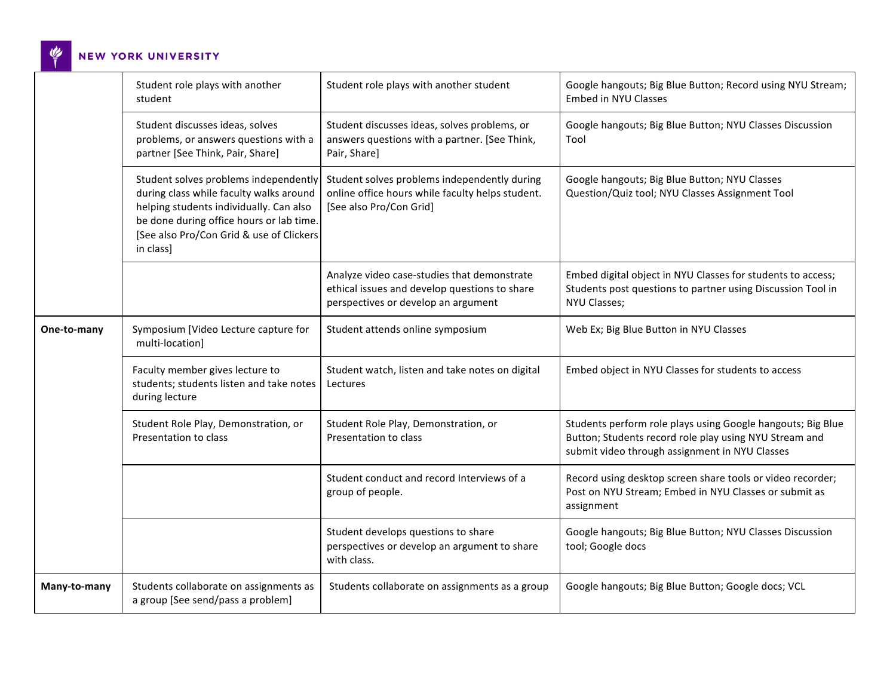| | | | |
|---|---|---|---|
| | Student role plays with another student | Student role plays with another student | Google hangouts; Big Blue Button; Record using NYU Stream; Embed in NYU Classes |
| | Student discusses ideas, solves problems, or answers questions with a partner [See Think, Pair, Share] | Student discusses ideas, solves problems, or answers questions with a partner. [See Think, Pair, Share] | Google hangouts; Big Blue Button; NYU Classes Discussion Tool |
| | Student solves problems independently during class while faculty walks around helping students individually. Can also be done during office hours or lab time. [See also Pro/Con Grid & use of Clickers in class] | Student solves problems independently during online office hours while faculty helps student. [See also Pro/Con Grid] | Google hangouts; Big Blue Button; NYU Classes Question/Quiz tool; NYU Classes Assignment Tool |
| | | Analyze video case-studies that demonstrate ethical issues and develop questions to share perspectives or develop an argument | Embed digital object in NYU Classes for students to access; Students post questions to partner using Discussion Tool in NYU Classes; |
| **One-to-many** | Symposium [Video Lecture capture for multi-location] | Student attends online symposium | Web Ex; Big Blue Button in NYU Classes |
| | Faculty member gives lecture to students; students listen and take notes during lecture | Student watch, listen and take notes on digital Lectures | Embed object in NYU Classes for students to access |
| | Student Role Play, Demonstration, or Presentation to class | Student Role Play, Demonstration, or Presentation to class | Students perform role plays using Google hangouts; Big Blue Button; Students record role play using NYU Stream and submit video through assignment in NYU Classes |
| | | Student conduct and record Interviews of a group of people. | Record using desktop screen share tools or video recorder; Post on NYU Stream; Embed in NYU Classes or submit as assignment |
| | | Student develops questions to share perspectives or develop an argument to share with class. | Google hangouts; Big Blue Button; NYU Classes Discussion tool; Google docs |
| **Many-to-many** | Students collaborate on assignments as a group [See send/pass a problem] | Students collaborate on assignments as a group | Google hangouts; Big Blue Button; Google docs; VCL |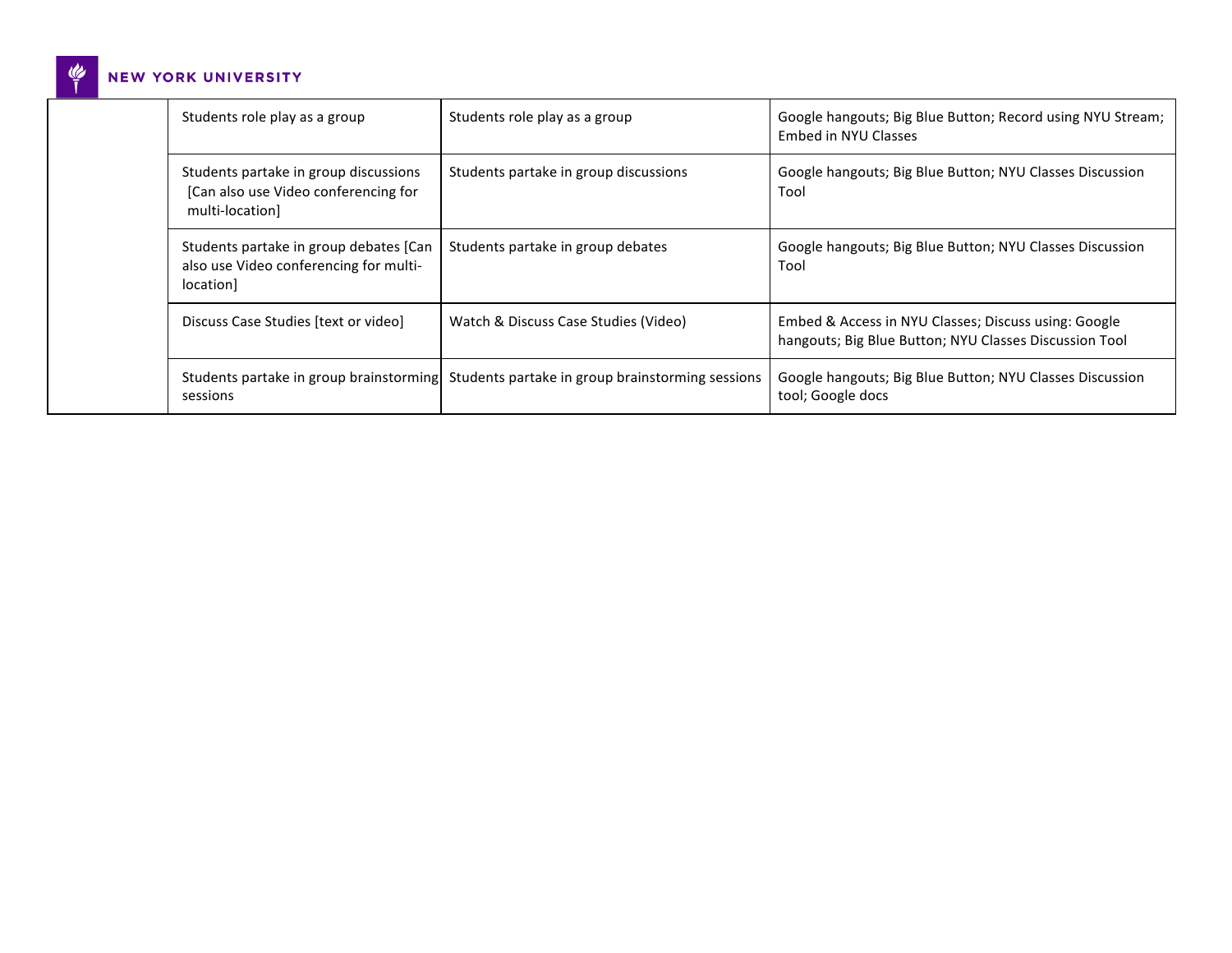| | | | |
|---|---|---|---|
| | Students role play as a group | Students role play as a group | Google hangouts; Big Blue Button; Record using NYU Stream; Embed in NYU Classes |
| | Students partake in group discussions [Can also use Video conferencing for multi-location] | Students partake in group discussions | Google hangouts; Big Blue Button; NYU Classes Discussion Tool |
| | Students partake in group debates [Can also use Video conferencing for multi-location] | Students partake in group debates | Google hangouts; Big Blue Button; NYU Classes Discussion Tool |
| | Discuss Case Studies [text or video] | Watch & Discuss Case Studies (Video) | Embed & Access in NYU Classes; Discuss using: Google hangouts; Big Blue Button; NYU Classes Discussion Tool |
| | Students partake in group brainstorming sessions | Students partake in group brainstorming sessions | Google hangouts; Big Blue Button; NYU Classes Discussion tool; Google docs |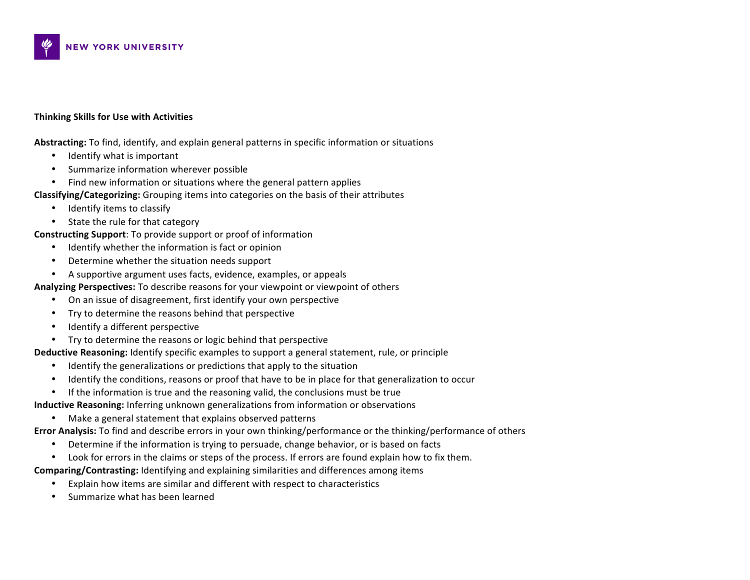**Thinking Skills for Use with Activities**

**Abstracting:** To find, identify, and explain general patterns in specific information or situations

- Identify what is important
- Summarize information wherever possible
- Find new information or situations where the general pattern applies

**Classifying/Categorizing:** Grouping items into categories on the basis of their attributes

- Identify items to classify
- State the rule for that category

**Constructing Support**: To provide support or proof of information

- Identify whether the information is fact or opinion
- Determine whether the situation needs support
- A supportive argument uses facts, evidence, examples, or appeals

**Analyzing Perspectives:** To describe reasons for your viewpoint or viewpoint of others

- On an issue of disagreement, first identify your own perspective
- Try to determine the reasons behind that perspective
- Identify a different perspective
- Try to determine the reasons or logic behind that perspective

**Deductive Reasoning:** Identify specific examples to support a general statement, rule, or principle

- Identify the generalizations or predictions that apply to the situation
- Identify the conditions, reasons or proof that have to be in place for that generalization to occur
- If the information is true and the reasoning valid, the conclusions must be true

**Inductive Reasoning:** Inferring unknown generalizations from information or observations

- Make a general statement that explains observed patterns

**Error Analysis:** To find and describe errors in your own thinking/performance or the thinking/performance of others

- Determine if the information is trying to persuade, change behavior, or is based on facts
- Look for errors in the claims or steps of the process. If errors are found explain how to fix them.

**Comparing/Contrasting:** Identifying and explaining similarities and differences among items

- Explain how items are similar and different with respect to characteristics
- Summarize what has been learned